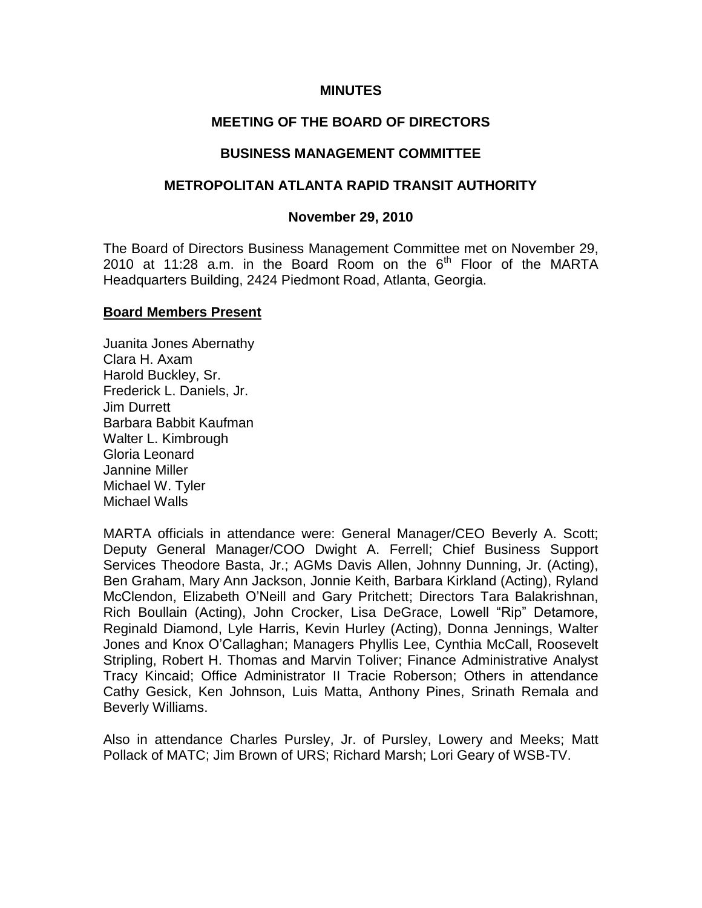**MINUTES**

**MEETING OF THE BOARD OF DIRECTORS**

**BUSINESS MANAGEMENT COMMITTEE**

**METROPOLITAN ATLANTA RAPID TRANSIT AUTHORITY**

**November 29, 2010**

The Board of Directors Business Management Committee met on November 29, 2010 at 11:28 a.m. in the Board Room on the 6th Floor of the MARTA Headquarters Building, 2424 Piedmont Road, Atlanta, Georgia.

**Board Members Present**

Juanita Jones Abernathy
Clara H. Axam
Harold Buckley, Sr.
Frederick L. Daniels, Jr.
Jim Durrett
Barbara Babbit Kaufman
Walter L. Kimbrough
Gloria Leonard
Jannine Miller
Michael W. Tyler
Michael Walls

MARTA officials in attendance were: General Manager/CEO Beverly A. Scott; Deputy General Manager/COO Dwight A. Ferrell; Chief Business Support Services Theodore Basta, Jr.; AGMs Davis Allen, Johnny Dunning, Jr. (Acting), Ben Graham, Mary Ann Jackson, Jonnie Keith, Barbara Kirkland (Acting), Ryland McClendon, Elizabeth O'Neill and Gary Pritchett; Directors Tara Balakrishnan, Rich Boullain (Acting), John Crocker, Lisa DeGrace, Lowell "Rip" Detamore, Reginald Diamond, Lyle Harris, Kevin Hurley (Acting), Donna Jennings, Walter Jones and Knox O'Callaghan; Managers Phyllis Lee, Cynthia McCall, Roosevelt Stripling, Robert H. Thomas and Marvin Toliver; Finance Administrative Analyst Tracy Kincaid; Office Administrator II Tracie Roberson; Others in attendance Cathy Gesick, Ken Johnson, Luis Matta, Anthony Pines, Srinath Remala and Beverly Williams.

Also in attendance Charles Pursley, Jr. of Pursley, Lowery and Meeks; Matt Pollack of MATC; Jim Brown of URS; Richard Marsh; Lori Geary of WSB-TV.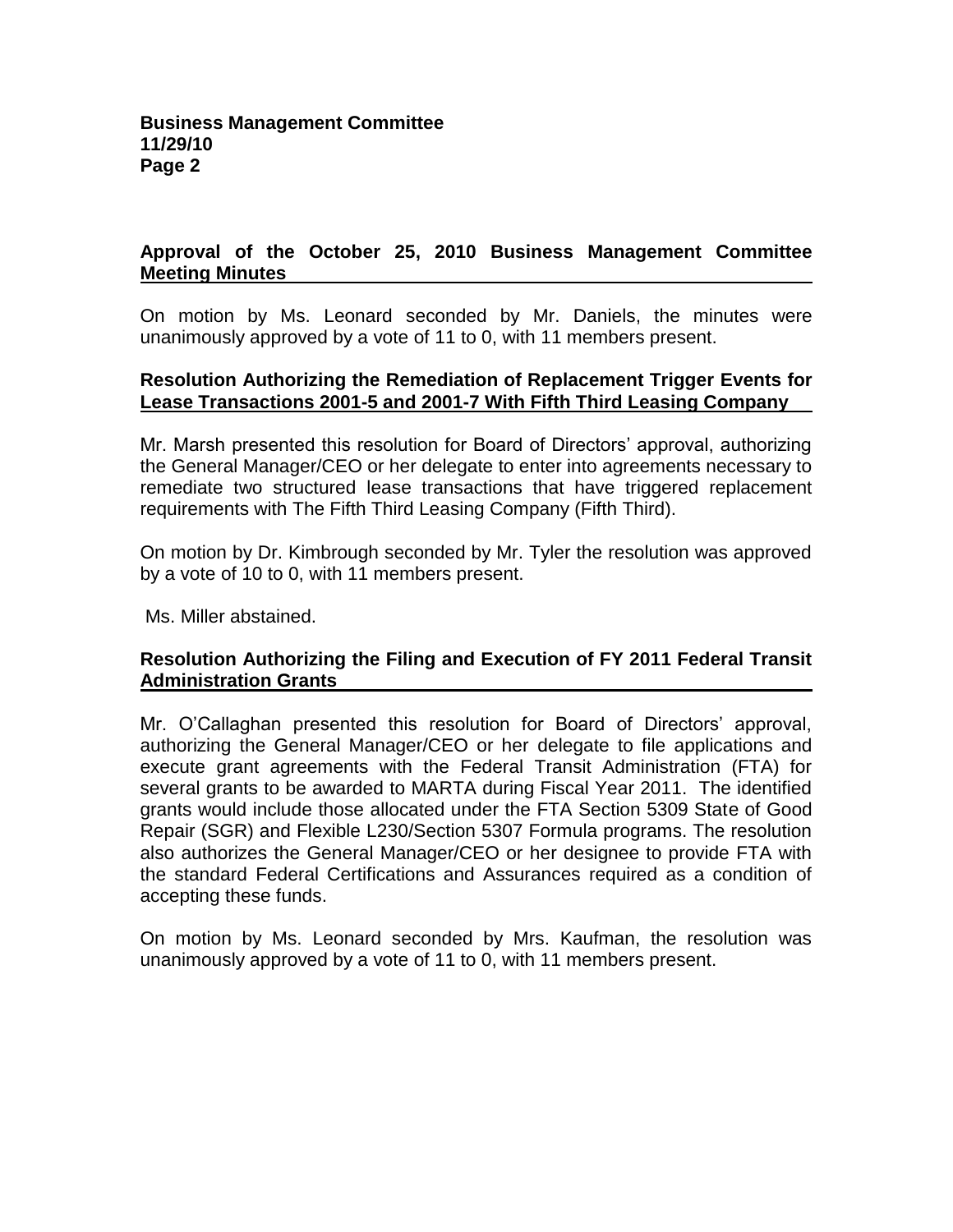## Approval of the October 25, 2010 Business Management Committee Meeting Minutes

On motion by Ms. Leonard seconded by Mr. Daniels, the minutes were unanimously approved by a vote of 11 to 0, with 11 members present.

## Resolution Authorizing the Remediation of Replacement Trigger Events for Lease Transactions 2001-5 and 2001-7 With Fifth Third Leasing Company

Mr. Marsh presented this resolution for Board of Directors' approval, authorizing the General Manager/CEO or her delegate to enter into agreements necessary to remediate two structured lease transactions that have triggered replacement requirements with The Fifth Third Leasing Company (Fifth Third).

On motion by Dr. Kimbrough seconded by Mr. Tyler the resolution was approved by a vote of 10 to 0, with 11 members present.

Ms. Miller abstained.

## Resolution Authorizing the Filing and Execution of FY 2011 Federal Transit Administration Grants

Mr. O'Callaghan presented this resolution for Board of Directors' approval, authorizing the General Manager/CEO or her delegate to file applications and execute grant agreements with the Federal Transit Administration (FTA) for several grants to be awarded to MARTA during Fiscal Year 2011. The identified grants would include those allocated under the FTA Section 5309 State of Good Repair (SGR) and Flexible L230/Section 5307 Formula programs. The resolution also authorizes the General Manager/CEO or her designee to provide FTA with the standard Federal Certifications and Assurances required as a condition of accepting these funds.

On motion by Ms. Leonard seconded by Mrs. Kaufman, the resolution was unanimously approved by a vote of 11 to 0, with 11 members present.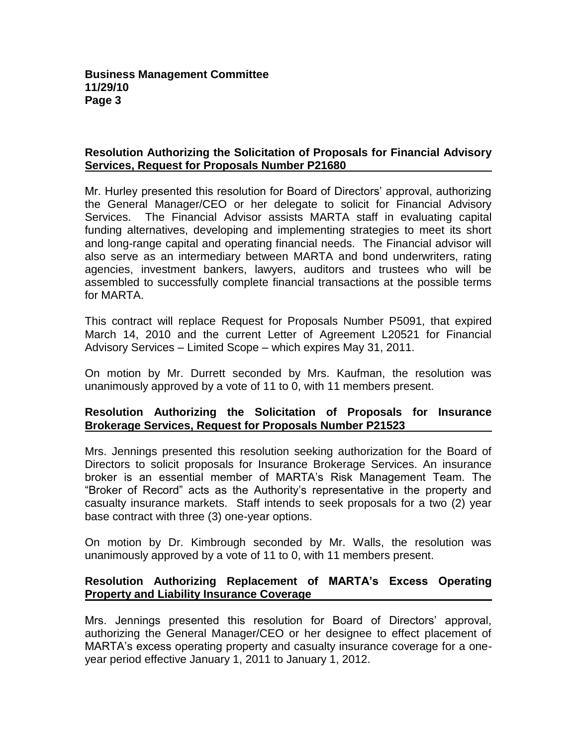**Resolution Authorizing the Solicitation of Proposals for Financial Advisory Services, Request for Proposals Number P21680**

Mr. Hurley presented this resolution for Board of Directors' approval, authorizing the General Manager/CEO or her delegate to solicit for Financial Advisory Services. The Financial Advisor assists MARTA staff in evaluating capital funding alternatives, developing and implementing strategies to meet its short and long-range capital and operating financial needs. The Financial advisor will also serve as an intermediary between MARTA and bond underwriters, rating agencies, investment bankers, lawyers, auditors and trustees who will be assembled to successfully complete financial transactions at the possible terms for MARTA.

This contract will replace Request for Proposals Number P5091, that expired March 14, 2010 and the current Letter of Agreement L20521 for Financial Advisory Services – Limited Scope – which expires May 31, 2011.

On motion by Mr. Durrett seconded by Mrs. Kaufman, the resolution was unanimously approved by a vote of 11 to 0, with 11 members present.

**Resolution Authorizing the Solicitation of Proposals for Insurance Brokerage Services, Request for Proposals Number P21523**

Mrs. Jennings presented this resolution seeking authorization for the Board of Directors to solicit proposals for Insurance Brokerage Services. An insurance broker is an essential member of MARTA's Risk Management Team. The "Broker of Record" acts as the Authority's representative in the property and casualty insurance markets. Staff intends to seek proposals for a two (2) year base contract with three (3) one-year options.

On motion by Dr. Kimbrough seconded by Mr. Walls, the resolution was unanimously approved by a vote of 11 to 0, with 11 members present.

**Resolution Authorizing Replacement of MARTA's Excess Operating Property and Liability Insurance Coverage**

Mrs. Jennings presented this resolution for Board of Directors' approval, authorizing the General Manager/CEO or her designee to effect placement of MARTA's excess operating property and casualty insurance coverage for a one-year period effective January 1, 2011 to January 1, 2012.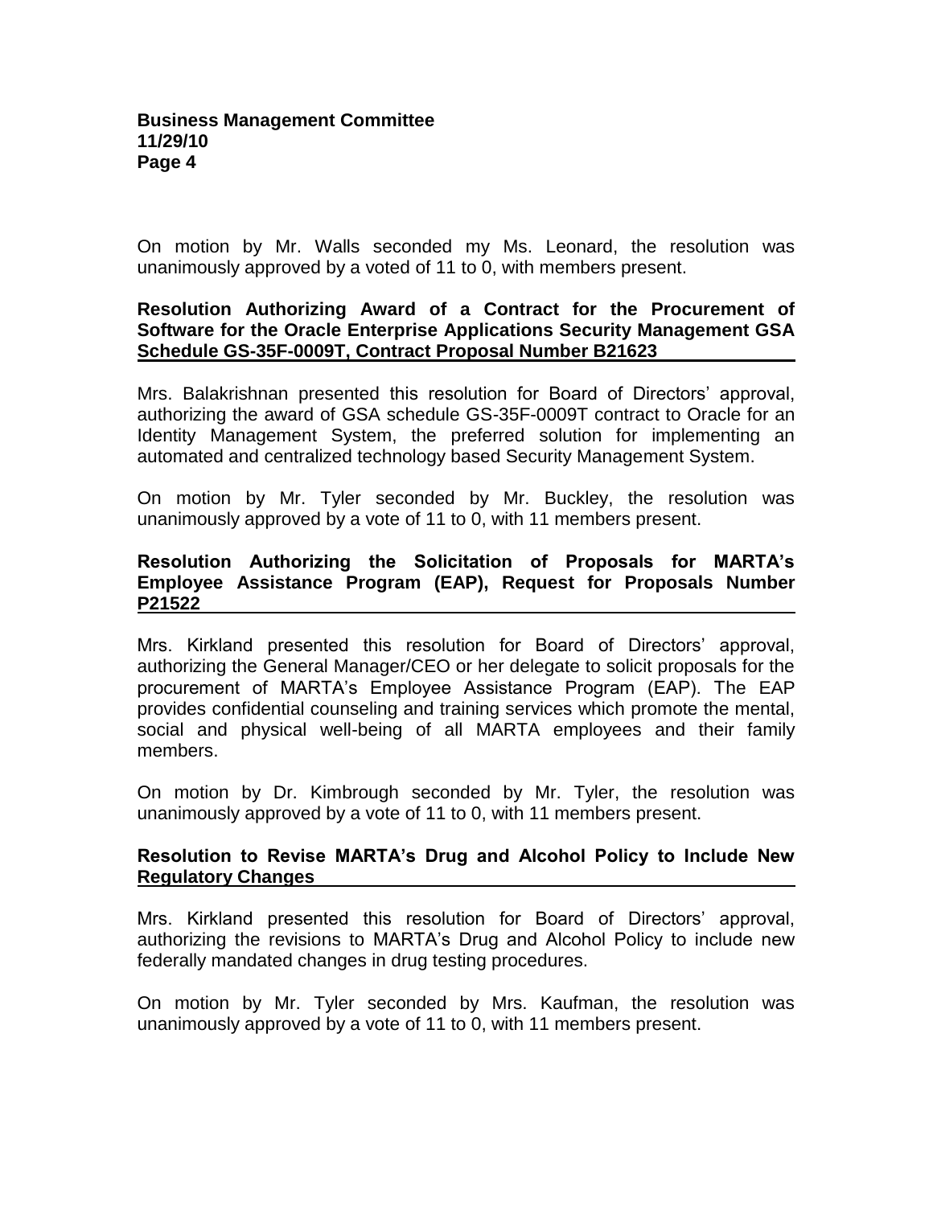On motion by Mr. Walls seconded my Ms. Leonard, the resolution was unanimously approved by a voted of 11 to 0, with members present.

**Resolution Authorizing Award of a Contract for the Procurement of Software for the Oracle Enterprise Applications Security Management GSA Schedule GS-35F-0009T, Contract Proposal Number B21623**

Mrs. Balakrishnan presented this resolution for Board of Directors' approval, authorizing the award of GSA schedule GS-35F-0009T contract to Oracle for an Identity Management System, the preferred solution for implementing an automated and centralized technology based Security Management System.

On motion by Mr. Tyler seconded by Mr. Buckley, the resolution was unanimously approved by a vote of 11 to 0, with 11 members present.

**Resolution Authorizing the Solicitation of Proposals for MARTA's Employee Assistance Program (EAP), Request for Proposals Number P21522**

Mrs. Kirkland presented this resolution for Board of Directors' approval, authorizing the General Manager/CEO or her delegate to solicit proposals for the procurement of MARTA's Employee Assistance Program (EAP). The EAP provides confidential counseling and training services which promote the mental, social and physical well-being of all MARTA employees and their family members.

On motion by Dr. Kimbrough seconded by Mr. Tyler, the resolution was unanimously approved by a vote of 11 to 0, with 11 members present.

**Resolution to Revise MARTA's Drug and Alcohol Policy to Include New Regulatory Changes**

Mrs. Kirkland presented this resolution for Board of Directors' approval, authorizing the revisions to MARTA's Drug and Alcohol Policy to include new federally mandated changes in drug testing procedures.

On motion by Mr. Tyler seconded by Mrs. Kaufman, the resolution was unanimously approved by a vote of 11 to 0, with 11 members present.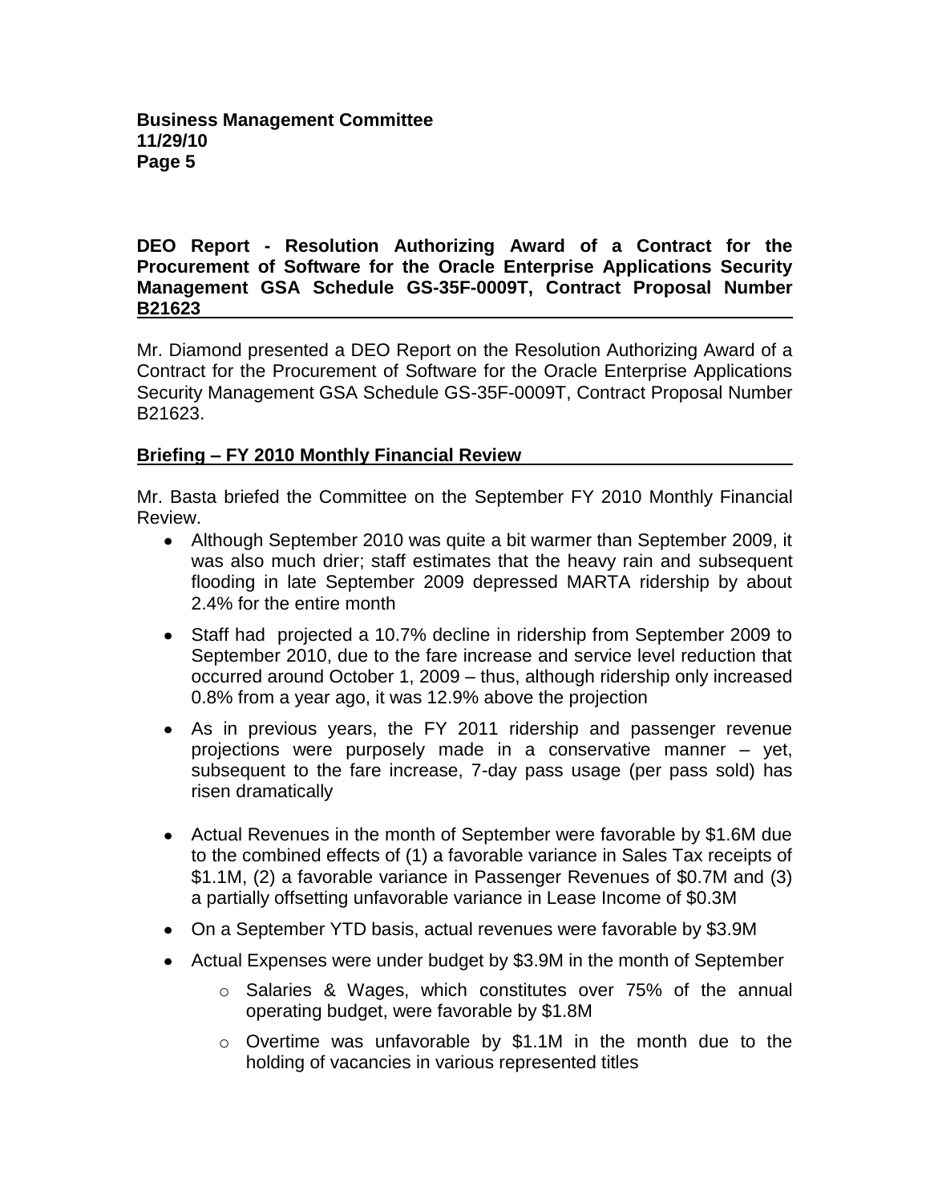**DEO Report - Resolution Authorizing Award of a Contract for the Procurement of Software for the Oracle Enterprise Applications Security Management GSA Schedule GS-35F-0009T, Contract Proposal Number B21623**

Mr. Diamond presented a DEO Report on the Resolution Authorizing Award of a Contract for the Procurement of Software for the Oracle Enterprise Applications Security Management GSA Schedule GS-35F-0009T, Contract Proposal Number B21623.

**Briefing – FY 2010 Monthly Financial Review**

Mr. Basta briefed the Committee on the September FY 2010 Monthly Financial Review.

- Although September 2010 was quite a bit warmer than September 2009, it was also much drier; staff estimates that the heavy rain and subsequent flooding in late September 2009 depressed MARTA ridership by about 2.4% for the entire month
- Staff had projected a 10.7% decline in ridership from September 2009 to September 2010, due to the fare increase and service level reduction that occurred around October 1, 2009 – thus, although ridership only increased 0.8% from a year ago, it was 12.9% above the projection
- As in previous years, the FY 2011 ridership and passenger revenue projections were purposely made in a conservative manner – yet, subsequent to the fare increase, 7-day pass usage (per pass sold) has risen dramatically
- Actual Revenues in the month of September were favorable by $1.6M due to the combined effects of (1) a favorable variance in Sales Tax receipts of $1.1M, (2) a favorable variance in Passenger Revenues of $0.7M and (3) a partially offsetting unfavorable variance in Lease Income of $0.3M
- On a September YTD basis, actual revenues were favorable by $3.9M
- Actual Expenses were under budget by $3.9M in the month of September
  - Salaries & Wages, which constitutes over 75% of the annual operating budget, were favorable by $1.8M
  - Overtime was unfavorable by $1.1M in the month due to the holding of vacancies in various represented titles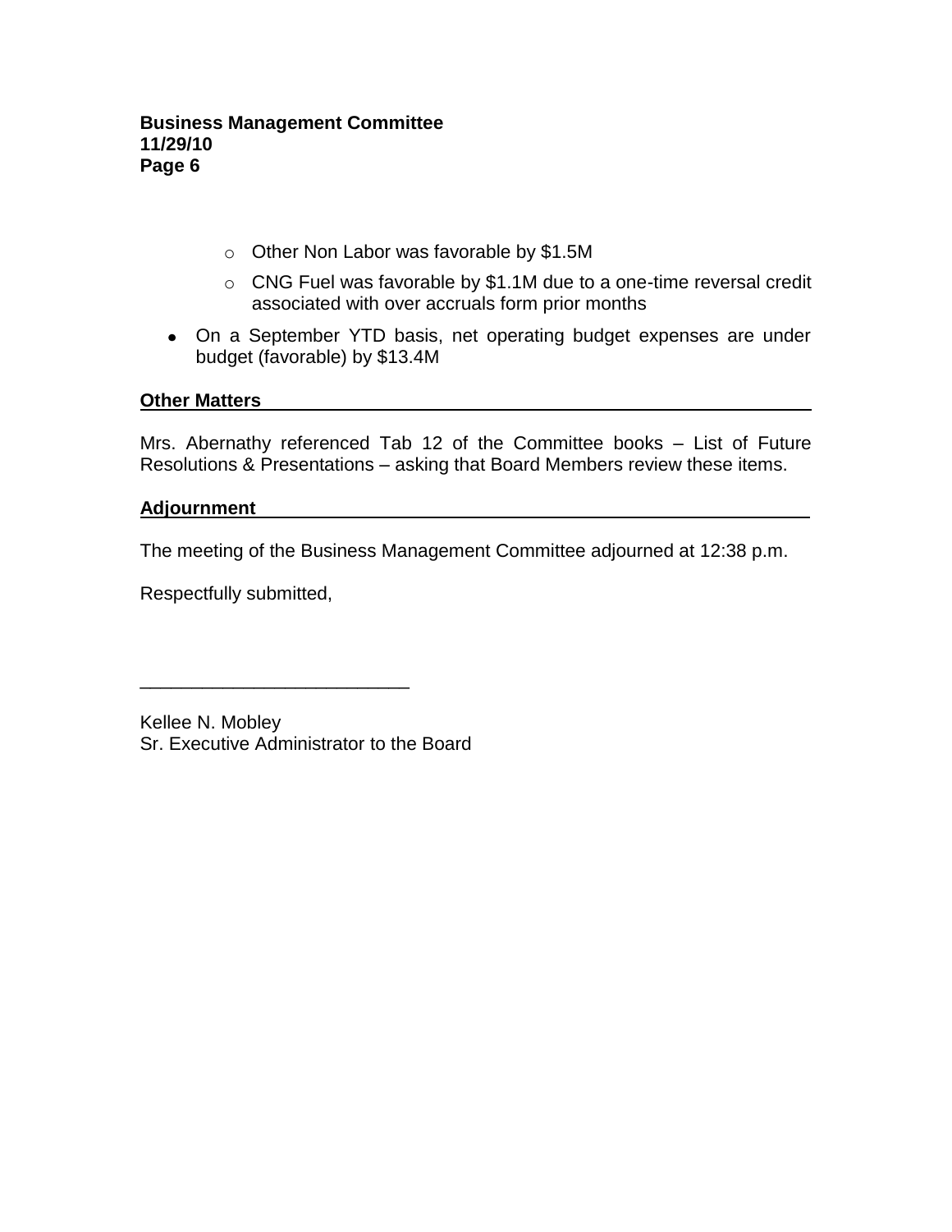- Other Non Labor was favorable by $1.5M
- CNG Fuel was favorable by $1.1M due to a one-time reversal credit associated with over accruals form prior months

- On a September YTD basis, net operating budget expenses are under budget (favorable) by $13.4M

## Other Matters

Mrs. Abernathy referenced Tab 12 of the Committee books – List of Future Resolutions & Presentations – asking that Board Members review these items.

## Adjournment

The meeting of the Business Management Committee adjourned at 12:38 p.m.

Respectfully submitted,

\_\_\_\_\_\_\_\_\_\_\_\_\_\_\_\_\_\_\_\_\_\_\_\_\_\_

Kellee N. Mobley
Sr. Executive Administrator to the Board